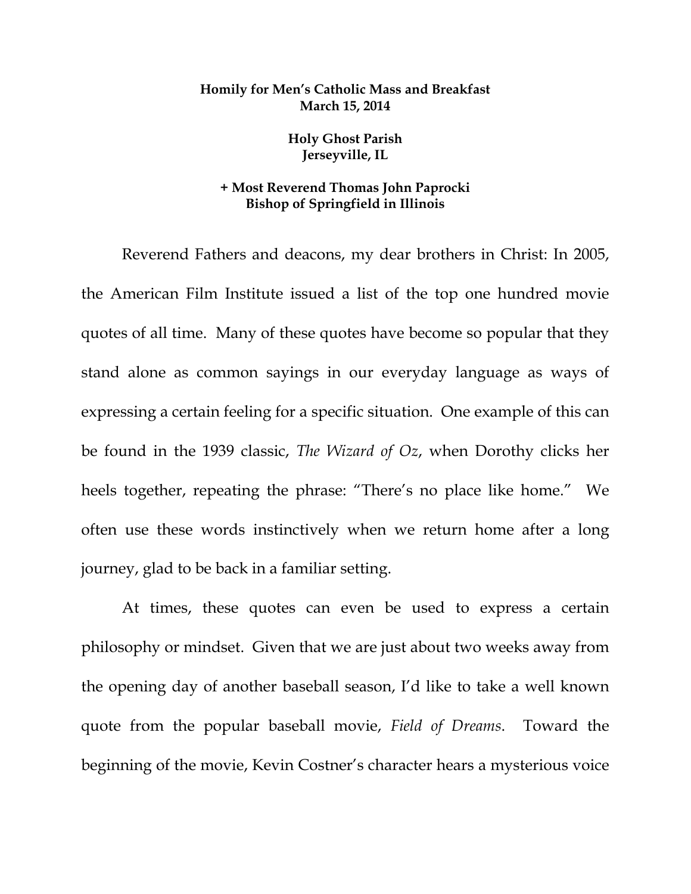**Homily for Men's Catholic Mass and Breakfast**
**March 15, 2014**

**Holy Ghost Parish**
**Jerseyville, IL**

**+ Most Reverend Thomas John Paprocki**
**Bishop of Springfield in Illinois**

Reverend Fathers and deacons, my dear brothers in Christ: In 2005, the American Film Institute issued a list of the top one hundred movie quotes of all time. Many of these quotes have become so popular that they stand alone as common sayings in our everyday language as ways of expressing a certain feeling for a specific situation. One example of this can be found in the 1939 classic, *The Wizard of Oz*, when Dorothy clicks her heels together, repeating the phrase: "There's no place like home." We often use these words instinctively when we return home after a long journey, glad to be back in a familiar setting.

At times, these quotes can even be used to express a certain philosophy or mindset. Given that we are just about two weeks away from the opening day of another baseball season, I'd like to take a well known quote from the popular baseball movie, *Field of Dreams*. Toward the beginning of the movie, Kevin Costner's character hears a mysterious voice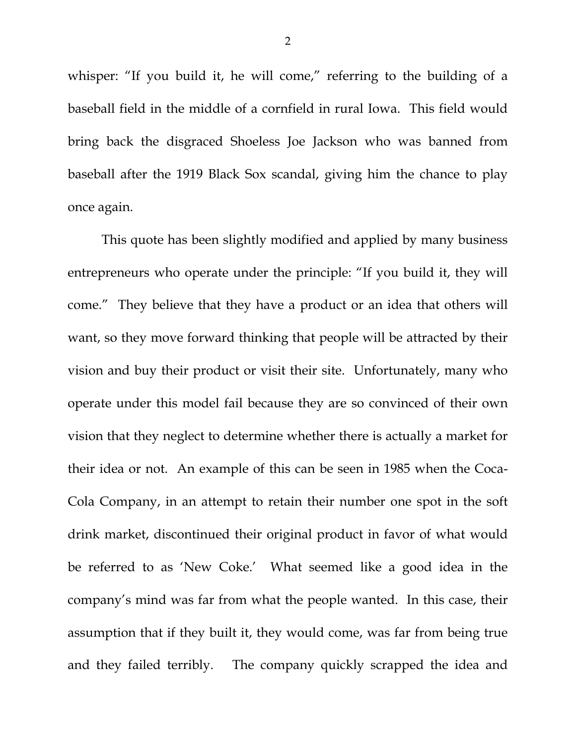whisper: "If you build it, he will come," referring to the building of a baseball field in the middle of a cornfield in rural Iowa. This field would bring back the disgraced Shoeless Joe Jackson who was banned from baseball after the 1919 Black Sox scandal, giving him the chance to play once again.

This quote has been slightly modified and applied by many business entrepreneurs who operate under the principle: "If you build it, they will come." They believe that they have a product or an idea that others will want, so they move forward thinking that people will be attracted by their vision and buy their product or visit their site. Unfortunately, many who operate under this model fail because they are so convinced of their own vision that they neglect to determine whether there is actually a market for their idea or not. An example of this can be seen in 1985 when the Coca-Cola Company, in an attempt to retain their number one spot in the soft drink market, discontinued their original product in favor of what would be referred to as 'New Coke.' What seemed like a good idea in the company's mind was far from what the people wanted. In this case, their assumption that if they built it, they would come, was far from being true and they failed terribly. The company quickly scrapped the idea and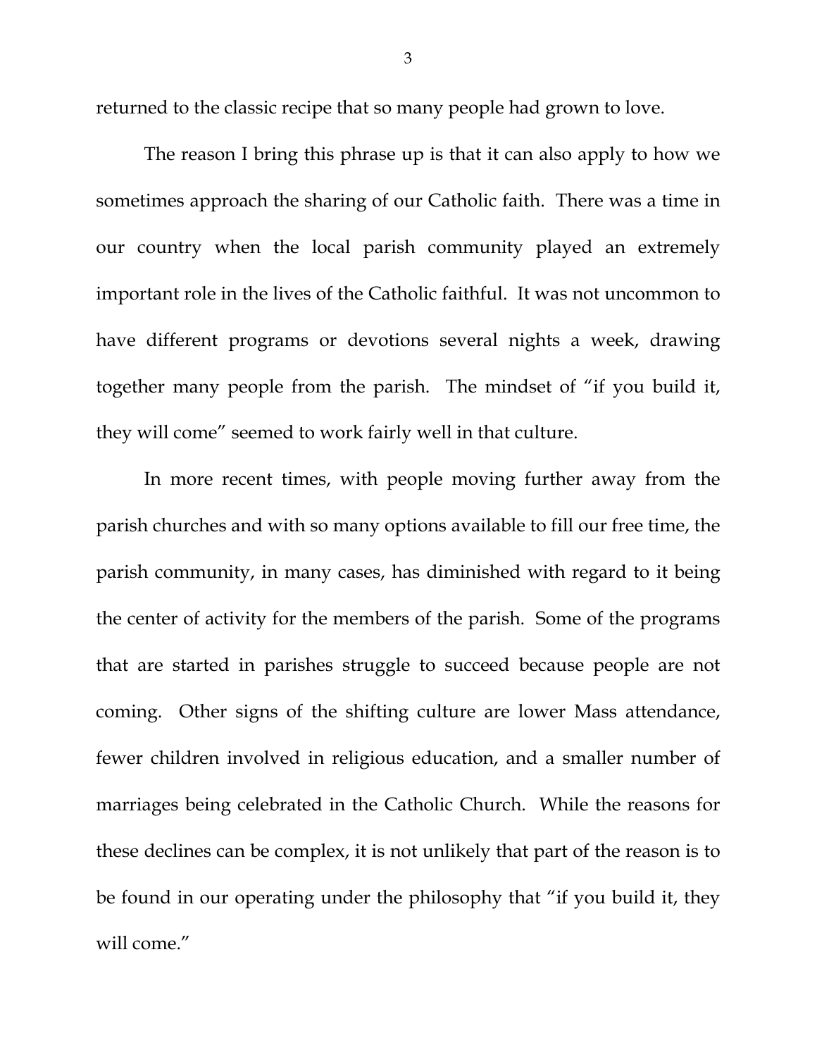returned to the classic recipe that so many people had grown to love.

The reason I bring this phrase up is that it can also apply to how we sometimes approach the sharing of our Catholic faith. There was a time in our country when the local parish community played an extremely important role in the lives of the Catholic faithful. It was not uncommon to have different programs or devotions several nights a week, drawing together many people from the parish. The mindset of "if you build it, they will come" seemed to work fairly well in that culture.

In more recent times, with people moving further away from the parish churches and with so many options available to fill our free time, the parish community, in many cases, has diminished with regard to it being the center of activity for the members of the parish. Some of the programs that are started in parishes struggle to succeed because people are not coming. Other signs of the shifting culture are lower Mass attendance, fewer children involved in religious education, and a smaller number of marriages being celebrated in the Catholic Church. While the reasons for these declines can be complex, it is not unlikely that part of the reason is to be found in our operating under the philosophy that "if you build it, they will come."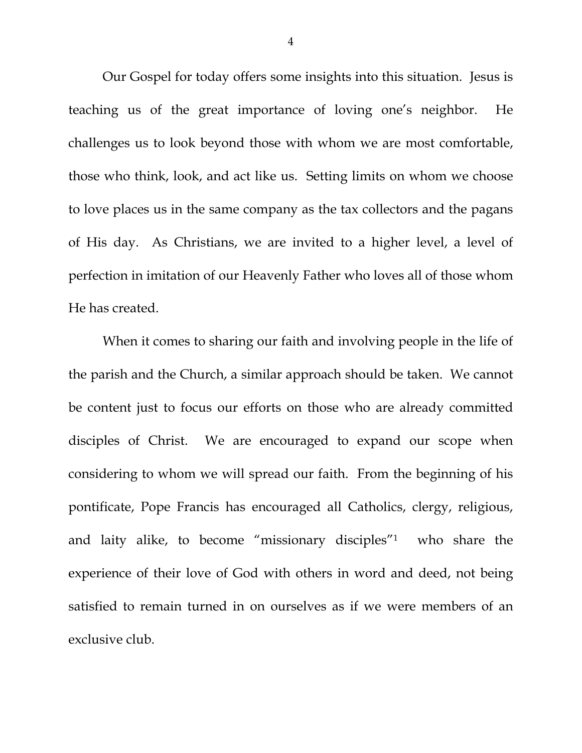Our Gospel for today offers some insights into this situation. Jesus is teaching us of the great importance of loving one's neighbor. He challenges us to look beyond those with whom we are most comfortable, those who think, look, and act like us. Setting limits on whom we choose to love places us in the same company as the tax collectors and the pagans of His day. As Christians, we are invited to a higher level, a level of perfection in imitation of our Heavenly Father who loves all of those whom He has created.

When it comes to sharing our faith and involving people in the life of the parish and the Church, a similar approach should be taken. We cannot be content just to focus our efforts on those who are already committed disciples of Christ. We are encouraged to expand our scope when considering to whom we will spread our faith. From the beginning of his pontificate, Pope Francis has encouraged all Catholics, clergy, religious, and laity alike, to become "missionary disciples"[1] who share the experience of their love of God with others in word and deed, not being satisfied to remain turned in on ourselves as if we were members of an exclusive club.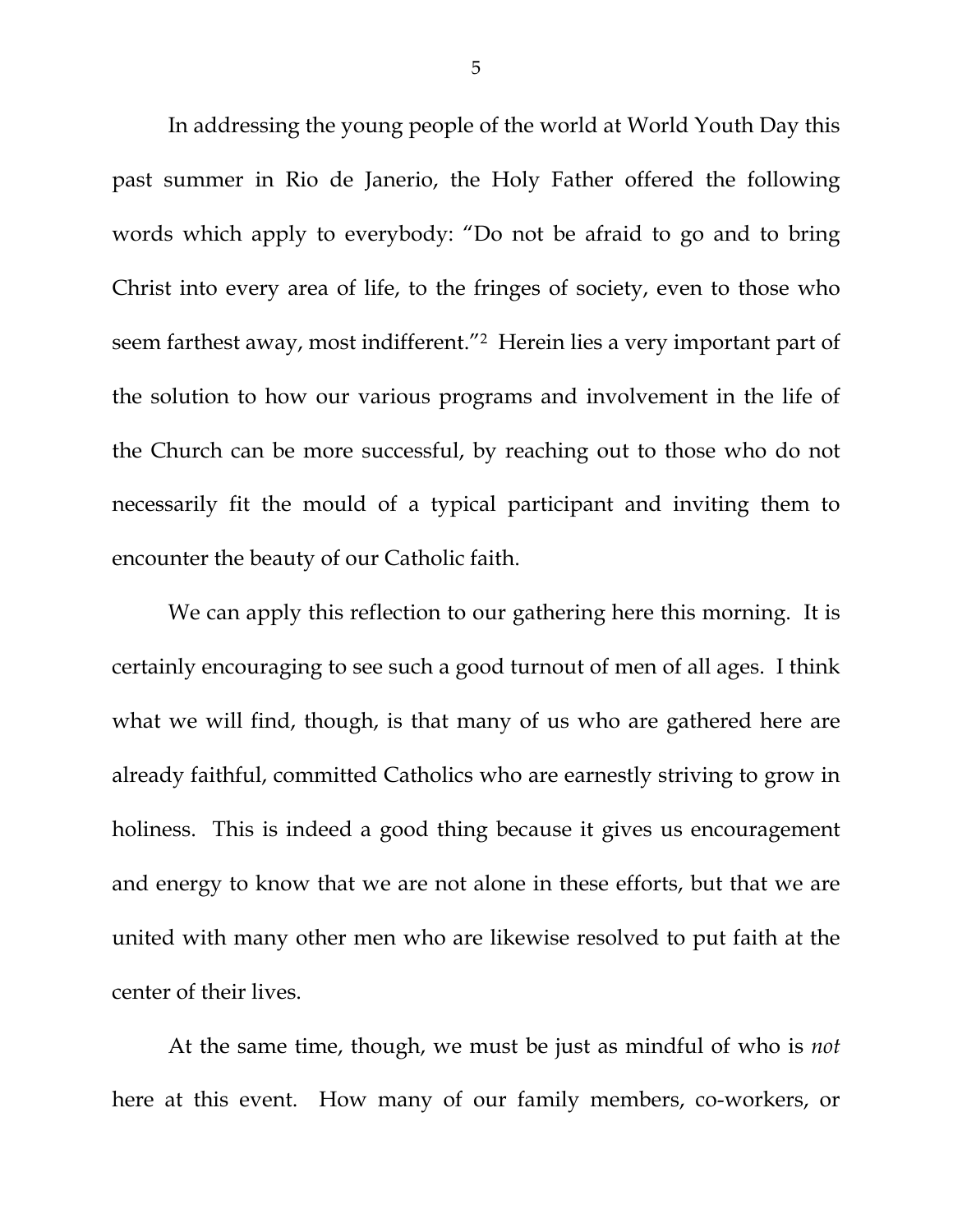In addressing the young people of the world at World Youth Day this past summer in Rio de Janerio, the Holy Father offered the following words which apply to everybody: "Do not be afraid to go and to bring Christ into every area of life, to the fringes of society, even to those who seem farthest away, most indifferent."[2] Herein lies a very important part of the solution to how our various programs and involvement in the life of the Church can be more successful, by reaching out to those who do not necessarily fit the mould of a typical participant and inviting them to encounter the beauty of our Catholic faith.

We can apply this reflection to our gathering here this morning. It is certainly encouraging to see such a good turnout of men of all ages. I think what we will find, though, is that many of us who are gathered here are already faithful, committed Catholics who are earnestly striving to grow in holiness. This is indeed a good thing because it gives us encouragement and energy to know that we are not alone in these efforts, but that we are united with many other men who are likewise resolved to put faith at the center of their lives.

At the same time, though, we must be just as mindful of who is *not* here at this event. How many of our family members, co-workers, or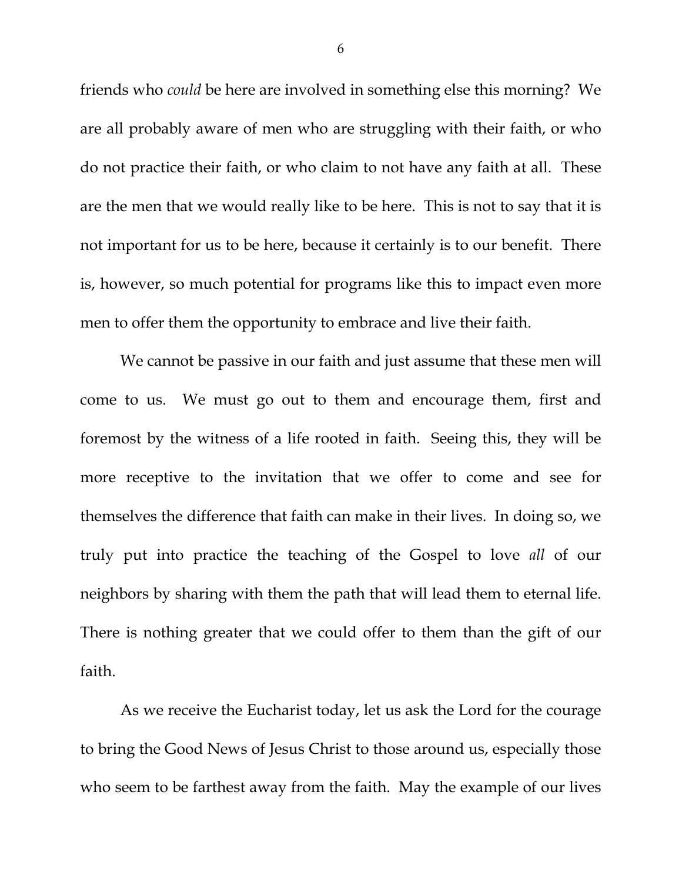friends who *could* be here are involved in something else this morning? We are all probably aware of men who are struggling with their faith, or who do not practice their faith, or who claim to not have any faith at all. These are the men that we would really like to be here. This is not to say that it is not important for us to be here, because it certainly is to our benefit. There is, however, so much potential for programs like this to impact even more men to offer them the opportunity to embrace and live their faith.

We cannot be passive in our faith and just assume that these men will come to us. We must go out to them and encourage them, first and foremost by the witness of a life rooted in faith. Seeing this, they will be more receptive to the invitation that we offer to come and see for themselves the difference that faith can make in their lives. In doing so, we truly put into practice the teaching of the Gospel to love *all* of our neighbors by sharing with them the path that will lead them to eternal life. There is nothing greater that we could offer to them than the gift of our faith.

As we receive the Eucharist today, let us ask the Lord for the courage to bring the Good News of Jesus Christ to those around us, especially those who seem to be farthest away from the faith. May the example of our lives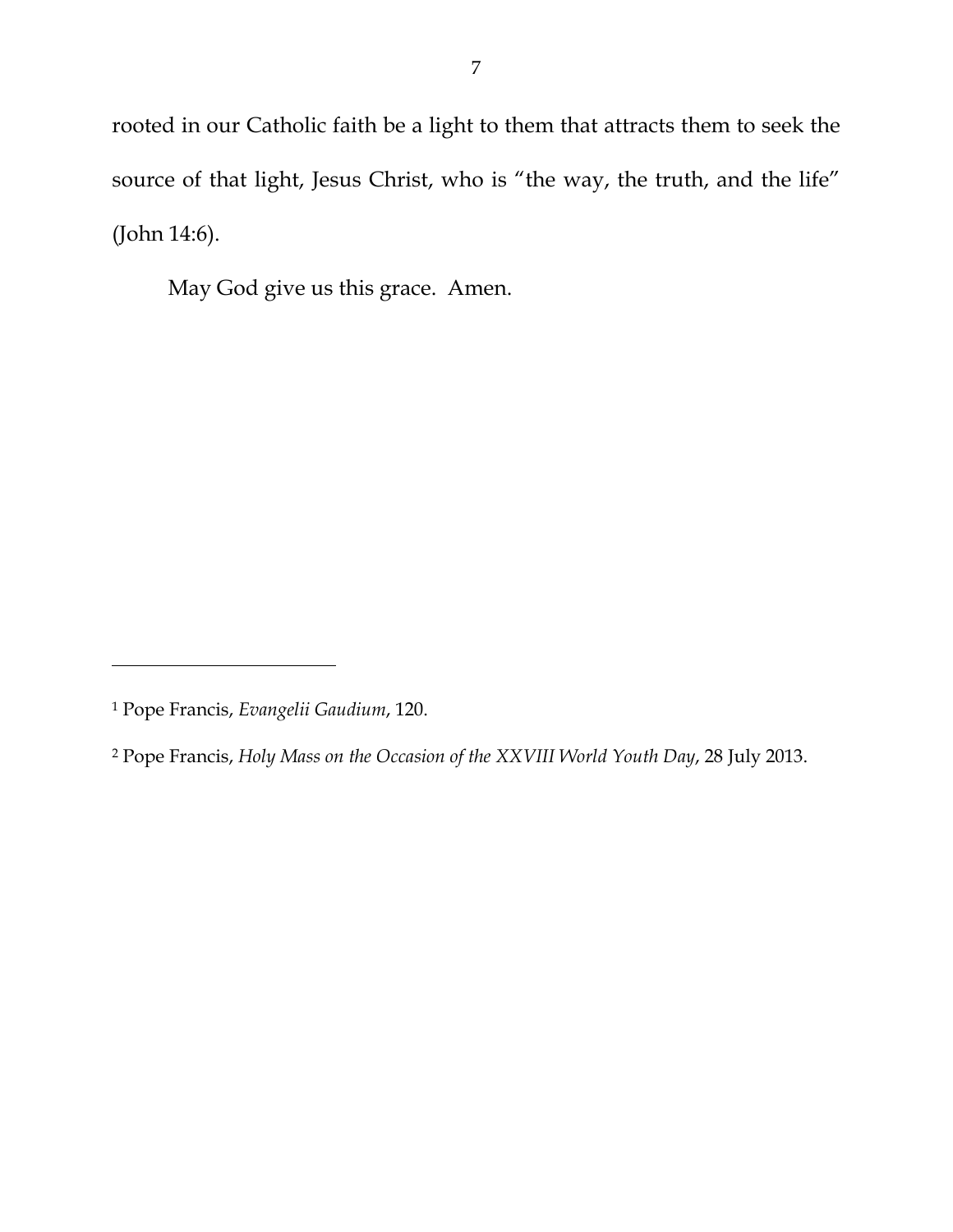rooted in our Catholic faith be a light to them that attracts them to seek the source of that light, Jesus Christ, who is "the way, the truth, and the life" (John 14:6).

May God give us this grace. Amen.

---

[1] Pope Francis, *Evangelii Gaudium*, 120.

[2] Pope Francis, *Holy Mass on the Occasion of the XXVIII World Youth Day*, 28 July 2013.